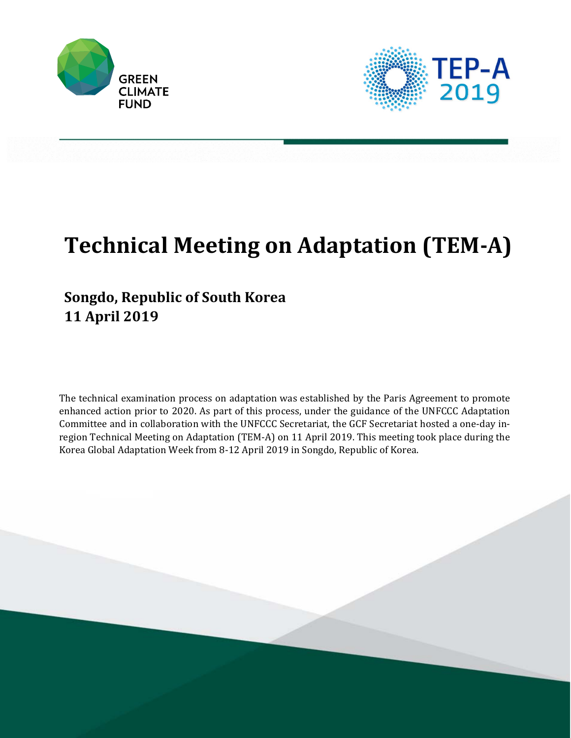GREEN CLIMATE FUND

TEP-A 2019

# Technical Meeting on Adaptation (TEM-A)

## Songdo, Republic of South Korea
## 11 April 2019

The technical examination process on adaptation was established by the Paris Agreement to promote enhanced action prior to 2020. As part of this process, under the guidance of the UNFCCC Adaptation Committee and in collaboration with the UNFCCC Secretariat, the GCF Secretariat hosted a one-day in-region Technical Meeting on Adaptation (TEM-A) on 11 April 2019. This meeting took place during the Korea Global Adaptation Week from 8-12 April 2019 in Songdo, Republic of Korea.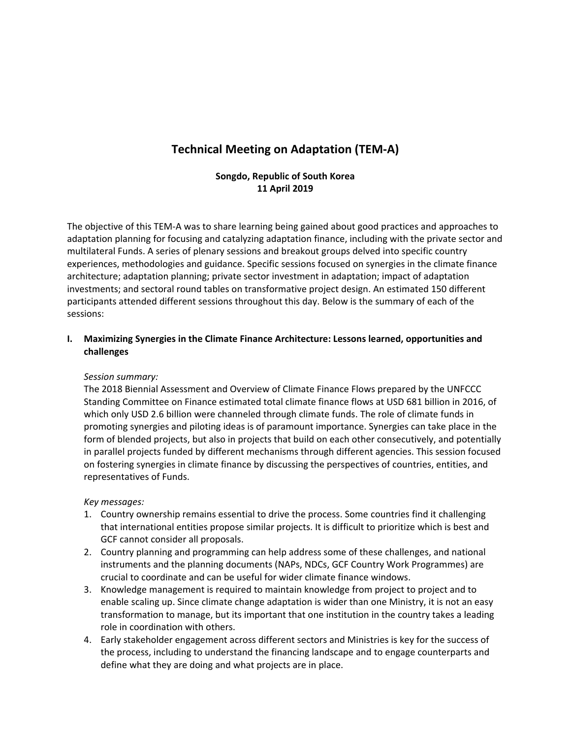# Technical Meeting on Adaptation (TEM-A)

**Songdo, Republic of South Korea**
**11 April 2019**

The objective of this TEM-A was to share learning being gained about good practices and approaches to adaptation planning for focusing and catalyzing adaptation finance, including with the private sector and multilateral Funds. A series of plenary sessions and breakout groups delved into specific country experiences, methodologies and guidance. Specific sessions focused on synergies in the climate finance architecture; adaptation planning; private sector investment in adaptation; impact of adaptation investments; and sectoral round tables on transformative project design. An estimated 150 different participants attended different sessions throughout this day. Below is the summary of each of the sessions:

## I. Maximizing Synergies in the Climate Finance Architecture: Lessons learned, opportunities and challenges

*Session summary:*

The 2018 Biennial Assessment and Overview of Climate Finance Flows prepared by the UNFCCC Standing Committee on Finance estimated total climate finance flows at USD 681 billion in 2016, of which only USD 2.6 billion were channeled through climate funds. The role of climate funds in promoting synergies and piloting ideas is of paramount importance. Synergies can take place in the form of blended projects, but also in projects that build on each other consecutively, and potentially in parallel projects funded by different mechanisms through different agencies. This session focused on fostering synergies in climate finance by discussing the perspectives of countries, entities, and representatives of Funds.

*Key messages:*

1. Country ownership remains essential to drive the process. Some countries find it challenging that international entities propose similar projects. It is difficult to prioritize which is best and GCF cannot consider all proposals.
2. Country planning and programming can help address some of these challenges, and national instruments and the planning documents (NAPs, NDCs, GCF Country Work Programmes) are crucial to coordinate and can be useful for wider climate finance windows.
3. Knowledge management is required to maintain knowledge from project to project and to enable scaling up. Since climate change adaptation is wider than one Ministry, it is not an easy transformation to manage, but its important that one institution in the country takes a leading role in coordination with others.
4. Early stakeholder engagement across different sectors and Ministries is key for the success of the process, including to understand the financing landscape and to engage counterparts and define what they are doing and what projects are in place.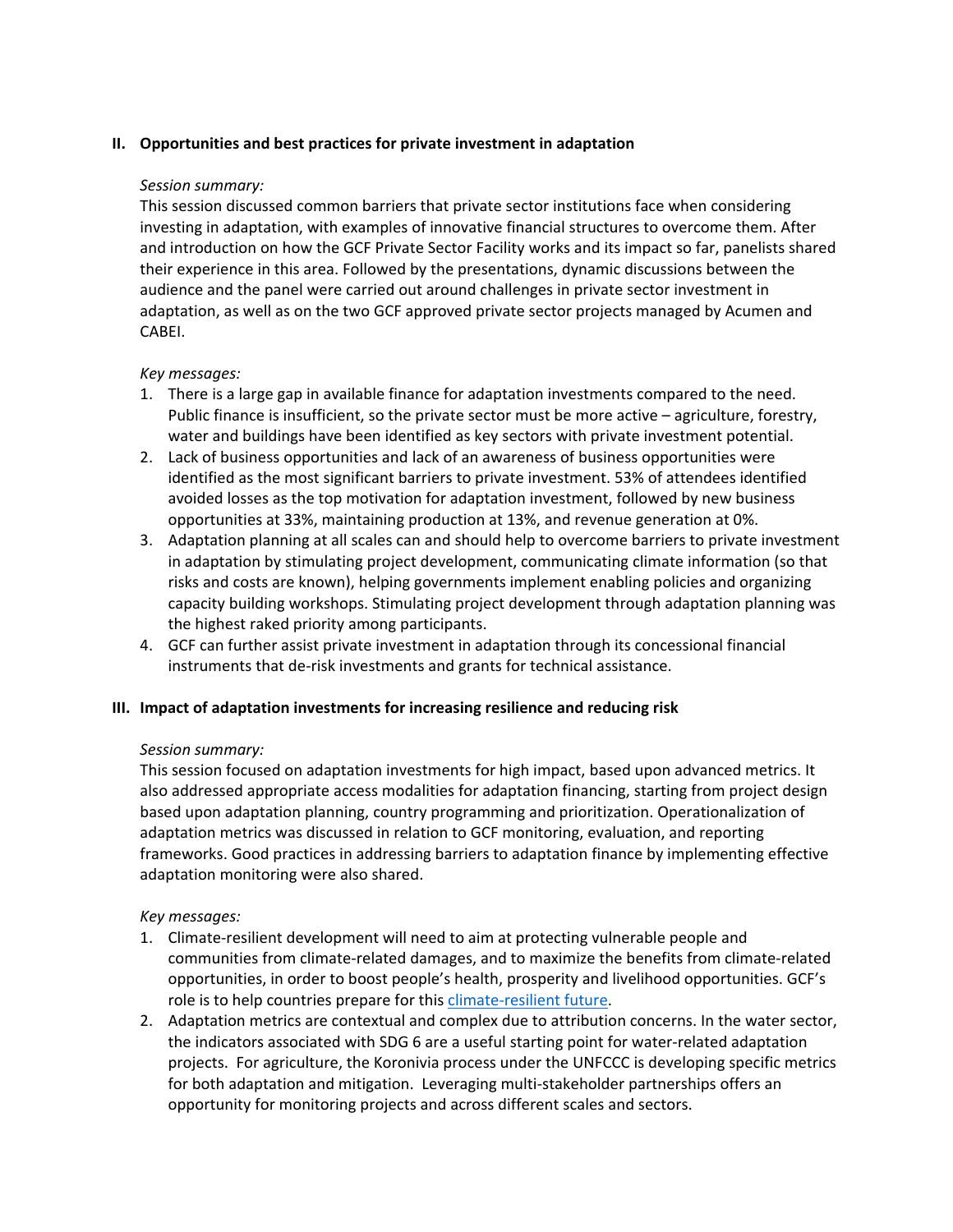## II. Opportunities and best practices for private investment in adaptation

*Session summary:*

This session discussed common barriers that private sector institutions face when considering investing in adaptation, with examples of innovative financial structures to overcome them. After and introduction on how the GCF Private Sector Facility works and its impact so far, panelists shared their experience in this area. Followed by the presentations, dynamic discussions between the audience and the panel were carried out around challenges in private sector investment in adaptation, as well as on the two GCF approved private sector projects managed by Acumen and CABEI.

*Key messages:*

1. There is a large gap in available finance for adaptation investments compared to the need. Public finance is insufficient, so the private sector must be more active – agriculture, forestry, water and buildings have been identified as key sectors with private investment potential.
2. Lack of business opportunities and lack of an awareness of business opportunities were identified as the most significant barriers to private investment. 53% of attendees identified avoided losses as the top motivation for adaptation investment, followed by new business opportunities at 33%, maintaining production at 13%, and revenue generation at 0%.
3. Adaptation planning at all scales can and should help to overcome barriers to private investment in adaptation by stimulating project development, communicating climate information (so that risks and costs are known), helping governments implement enabling policies and organizing capacity building workshops. Stimulating project development through adaptation planning was the highest raked priority among participants.
4. GCF can further assist private investment in adaptation through its concessional financial instruments that de-risk investments and grants for technical assistance.

## III. Impact of adaptation investments for increasing resilience and reducing risk

*Session summary:*

This session focused on adaptation investments for high impact, based upon advanced metrics. It also addressed appropriate access modalities for adaptation financing, starting from project design based upon adaptation planning, country programming and prioritization. Operationalization of adaptation metrics was discussed in relation to GCF monitoring, evaluation, and reporting frameworks. Good practices in addressing barriers to adaptation finance by implementing effective adaptation monitoring were also shared.

*Key messages:*

1. Climate-resilient development will need to aim at protecting vulnerable people and communities from climate-related damages, and to maximize the benefits from climate-related opportunities, in order to boost people's health, prosperity and livelihood opportunities. GCF's role is to help countries prepare for this climate-resilient future.
2. Adaptation metrics are contextual and complex due to attribution concerns. In the water sector, the indicators associated with SDG 6 are a useful starting point for water-related adaptation projects. For agriculture, the Koronivia process under the UNFCCC is developing specific metrics for both adaptation and mitigation. Leveraging multi-stakeholder partnerships offers an opportunity for monitoring projects and across different scales and sectors.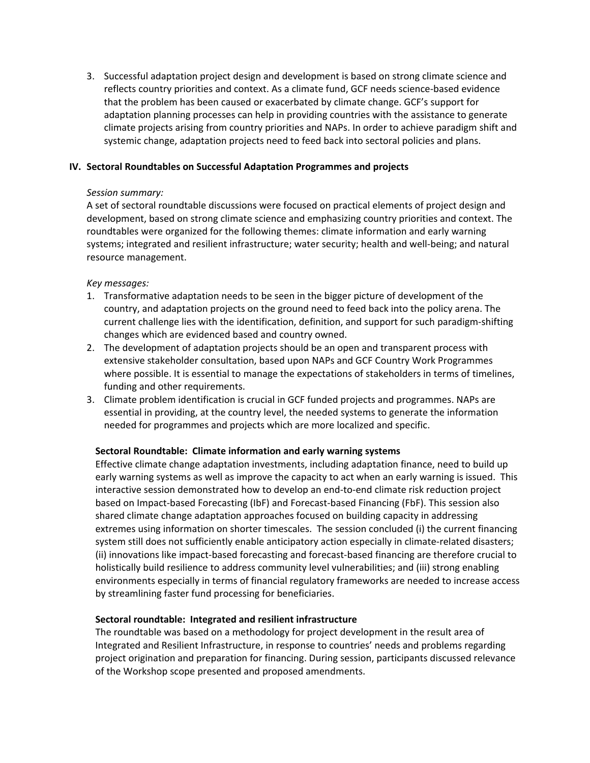3. Successful adaptation project design and development is based on strong climate science and reflects country priorities and context. As a climate fund, GCF needs science-based evidence that the problem has been caused or exacerbated by climate change. GCF's support for adaptation planning processes can help in providing countries with the assistance to generate climate projects arising from country priorities and NAPs. In order to achieve paradigm shift and systemic change, adaptation projects need to feed back into sectoral policies and plans.

## IV. Sectoral Roundtables on Successful Adaptation Programmes and projects

*Session summary:*

A set of sectoral roundtable discussions were focused on practical elements of project design and development, based on strong climate science and emphasizing country priorities and context. The roundtables were organized for the following themes: climate information and early warning systems; integrated and resilient infrastructure; water security; health and well-being; and natural resource management.

*Key messages:*

1. Transformative adaptation needs to be seen in the bigger picture of development of the country, and adaptation projects on the ground need to feed back into the policy arena. The current challenge lies with the identification, definition, and support for such paradigm-shifting changes which are evidenced based and country owned.
2. The development of adaptation projects should be an open and transparent process with extensive stakeholder consultation, based upon NAPs and GCF Country Work Programmes where possible. It is essential to manage the expectations of stakeholders in terms of timelines, funding and other requirements.
3. Climate problem identification is crucial in GCF funded projects and programmes. NAPs are essential in providing, at the country level, the needed systems to generate the information needed for programmes and projects which are more localized and specific.

### Sectoral Roundtable: Climate information and early warning systems

Effective climate change adaptation investments, including adaptation finance, need to build up early warning systems as well as improve the capacity to act when an early warning is issued. This interactive session demonstrated how to develop an end-to-end climate risk reduction project based on Impact-based Forecasting (IbF) and Forecast-based Financing (FbF). This session also shared climate change adaptation approaches focused on building capacity in addressing extremes using information on shorter timescales. The session concluded (i) the current financing system still does not sufficiently enable anticipatory action especially in climate-related disasters; (ii) innovations like impact-based forecasting and forecast-based financing are therefore crucial to holistically build resilience to address community level vulnerabilities; and (iii) strong enabling environments especially in terms of financial regulatory frameworks are needed to increase access by streamlining faster fund processing for beneficiaries.

### Sectoral roundtable: Integrated and resilient infrastructure

The roundtable was based on a methodology for project development in the result area of Integrated and Resilient Infrastructure, in response to countries' needs and problems regarding project origination and preparation for financing. During session, participants discussed relevance of the Workshop scope presented and proposed amendments.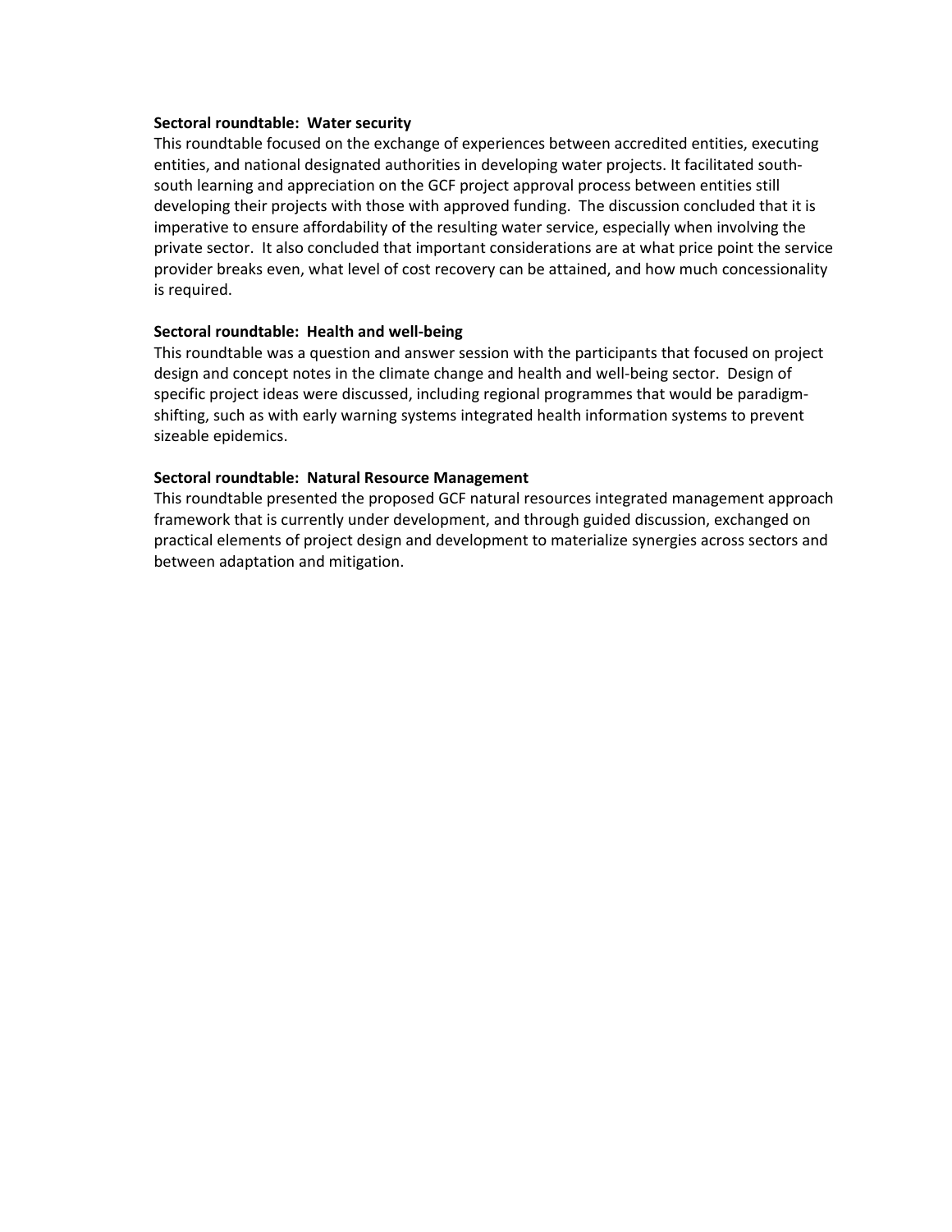**Sectoral roundtable: Water security**

This roundtable focused on the exchange of experiences between accredited entities, executing entities, and national designated authorities in developing water projects. It facilitated south-south learning and appreciation on the GCF project approval process between entities still developing their projects with those with approved funding. The discussion concluded that it is imperative to ensure affordability of the resulting water service, especially when involving the private sector. It also concluded that important considerations are at what price point the service provider breaks even, what level of cost recovery can be attained, and how much concessionality is required.

**Sectoral roundtable: Health and well-being**

This roundtable was a question and answer session with the participants that focused on project design and concept notes in the climate change and health and well-being sector. Design of specific project ideas were discussed, including regional programmes that would be paradigm-shifting, such as with early warning systems integrated health information systems to prevent sizeable epidemics.

**Sectoral roundtable: Natural Resource Management**

This roundtable presented the proposed GCF natural resources integrated management approach framework that is currently under development, and through guided discussion, exchanged on practical elements of project design and development to materialize synergies across sectors and between adaptation and mitigation.